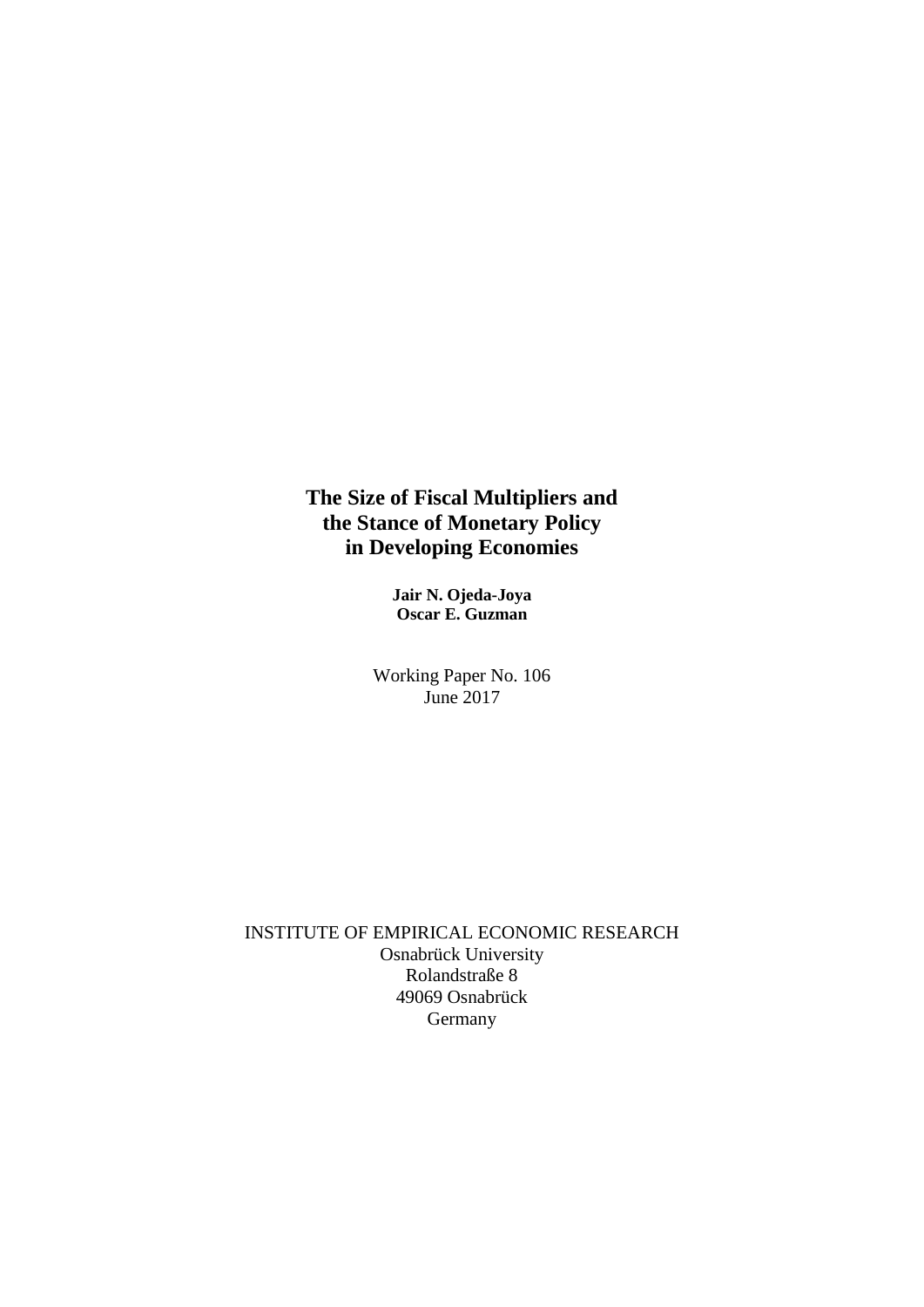# The Size of Fiscal Multipliers and the Stance of Monetary Policy in Developing Economies

**Jair N. Ojeda-Joya**
**Oscar E. Guzman**

Working Paper No. 106
June 2017

INSTITUTE OF EMPIRICAL ECONOMIC RESEARCH
Osnabrück University
Rolandstraße 8
49069 Osnabrück
Germany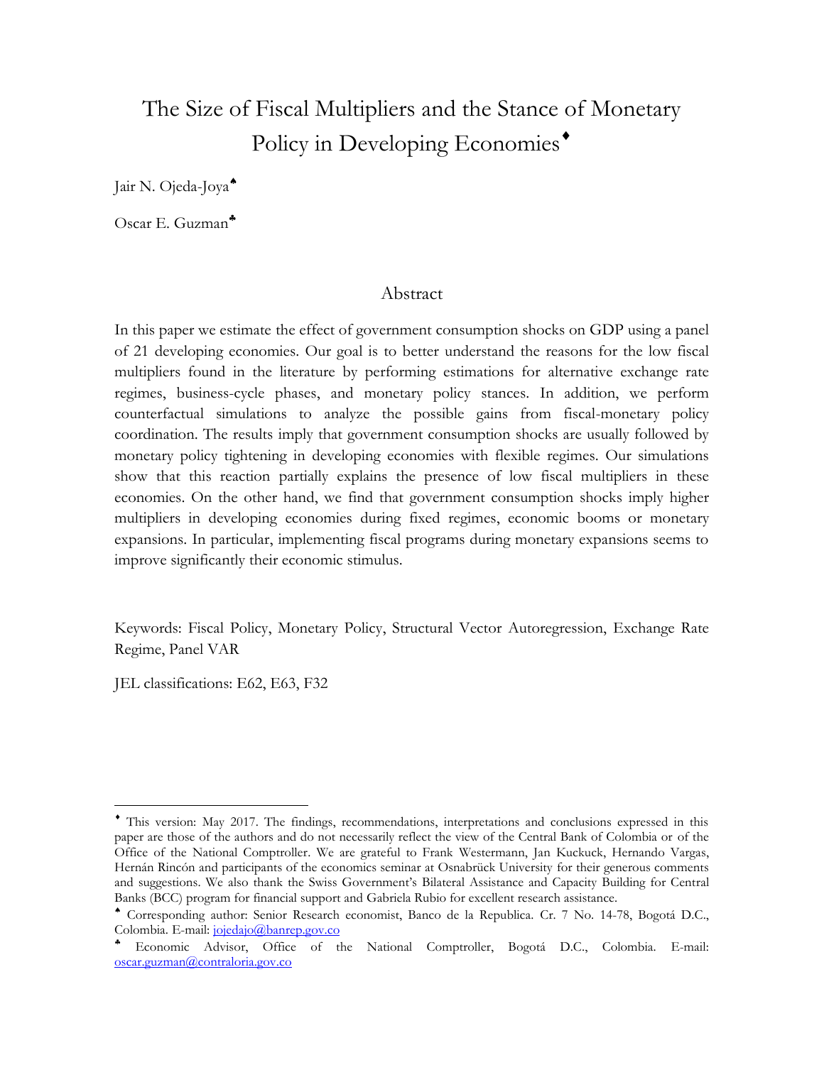# The Size of Fiscal Multipliers and the Stance of Monetary Policy in Developing Economies[♦]

Jair N. Ojeda-Joya[♠]

Oscar E. Guzman[♣]

## Abstract

In this paper we estimate the effect of government consumption shocks on GDP using a panel of 21 developing economies. Our goal is to better understand the reasons for the low fiscal multipliers found in the literature by performing estimations for alternative exchange rate regimes, business-cycle phases, and monetary policy stances. In addition, we perform counterfactual simulations to analyze the possible gains from fiscal-monetary policy coordination. The results imply that government consumption shocks are usually followed by monetary policy tightening in developing economies with flexible regimes. Our simulations show that this reaction partially explains the presence of low fiscal multipliers in these economies. On the other hand, we find that government consumption shocks imply higher multipliers in developing economies during fixed regimes, economic booms or monetary expansions. In particular, implementing fiscal programs during monetary expansions seems to improve significantly their economic stimulus.

Keywords: Fiscal Policy, Monetary Policy, Structural Vector Autoregression, Exchange Rate Regime, Panel VAR

JEL classifications: E62, E63, F32

---

[♦] This version: May 2017. The findings, recommendations, interpretations and conclusions expressed in this paper are those of the authors and do not necessarily reflect the view of the Central Bank of Colombia or of the Office of the National Comptroller. We are grateful to Frank Westermann, Jan Kuckuck, Hernando Vargas, Hernán Rincón and participants of the economics seminar at Osnabrück University for their generous comments and suggestions. We also thank the Swiss Government's Bilateral Assistance and Capacity Building for Central Banks (BCC) program for financial support and Gabriela Rubio for excellent research assistance.

[♠] Corresponding author: Senior Research economist, Banco de la Republica. Cr. 7 No. 14-78, Bogotá D.C., Colombia. E-mail: jojedajo@banrep.gov.co

[♣] Economic Advisor, Office of the National Comptroller, Bogotá D.C., Colombia. E-mail: oscar.guzman@contraloria.gov.co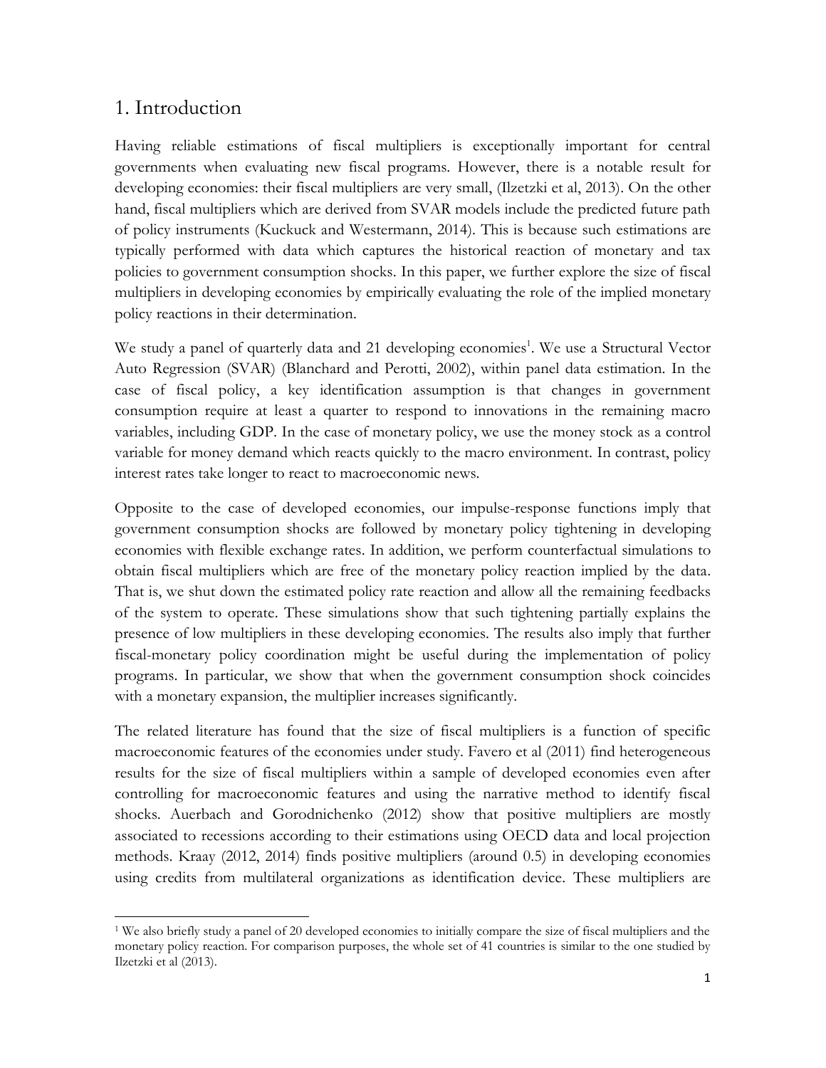# 1. Introduction

Having reliable estimations of fiscal multipliers is exceptionally important for central governments when evaluating new fiscal programs. However, there is a notable result for developing economies: their fiscal multipliers are very small, (Ilzetzki et al, 2013). On the other hand, fiscal multipliers which are derived from SVAR models include the predicted future path of policy instruments (Kuckuck and Westermann, 2014). This is because such estimations are typically performed with data which captures the historical reaction of monetary and tax policies to government consumption shocks. In this paper, we further explore the size of fiscal multipliers in developing economies by empirically evaluating the role of the implied monetary policy reactions in their determination.

We study a panel of quarterly data and 21 developing economies[1]. We use a Structural Vector Auto Regression (SVAR) (Blanchard and Perotti, 2002), within panel data estimation. In the case of fiscal policy, a key identification assumption is that changes in government consumption require at least a quarter to respond to innovations in the remaining macro variables, including GDP. In the case of monetary policy, we use the money stock as a control variable for money demand which reacts quickly to the macro environment. In contrast, policy interest rates take longer to react to macroeconomic news.

Opposite to the case of developed economies, our impulse-response functions imply that government consumption shocks are followed by monetary policy tightening in developing economies with flexible exchange rates. In addition, we perform counterfactual simulations to obtain fiscal multipliers which are free of the monetary policy reaction implied by the data. That is, we shut down the estimated policy rate reaction and allow all the remaining feedbacks of the system to operate. These simulations show that such tightening partially explains the presence of low multipliers in these developing economies. The results also imply that further fiscal-monetary policy coordination might be useful during the implementation of policy programs. In particular, we show that when the government consumption shock coincides with a monetary expansion, the multiplier increases significantly.

The related literature has found that the size of fiscal multipliers is a function of specific macroeconomic features of the economies under study. Favero et al (2011) find heterogeneous results for the size of fiscal multipliers within a sample of developed economies even after controlling for macroeconomic features and using the narrative method to identify fiscal shocks. Auerbach and Gorodnichenko (2012) show that positive multipliers are mostly associated to recessions according to their estimations using OECD data and local projection methods. Kraay (2012, 2014) finds positive multipliers (around 0.5) in developing economies using credits from multilateral organizations as identification device. These multipliers are

[1] We also briefly study a panel of 20 developed economies to initially compare the size of fiscal multipliers and the monetary policy reaction. For comparison purposes, the whole set of 41 countries is similar to the one studied by Ilzetzki et al (2013).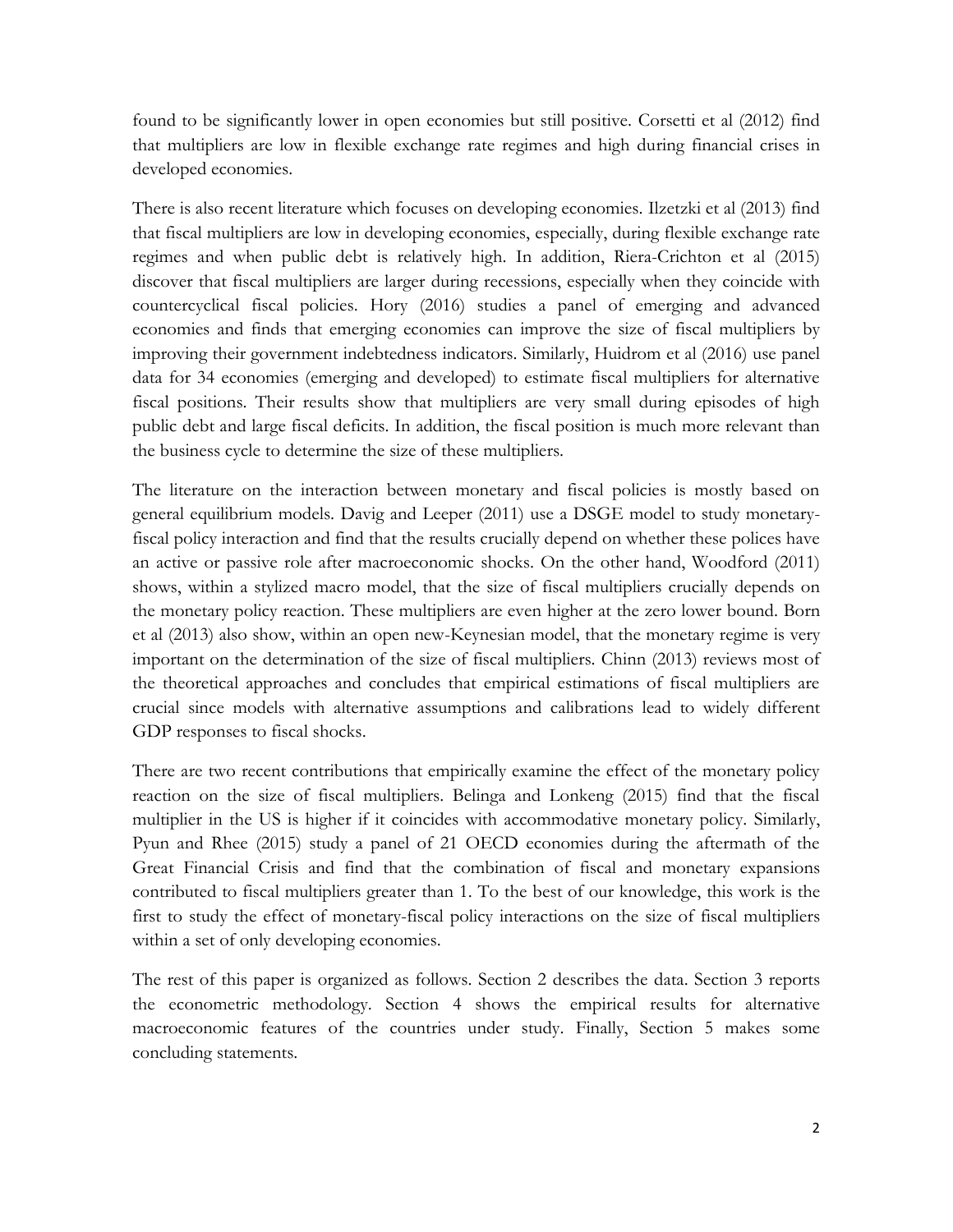found to be significantly lower in open economies but still positive. Corsetti et al (2012) find that multipliers are low in flexible exchange rate regimes and high during financial crises in developed economies.

There is also recent literature which focuses on developing economies. Ilzetzki et al (2013) find that fiscal multipliers are low in developing economies, especially, during flexible exchange rate regimes and when public debt is relatively high. In addition, Riera-Crichton et al (2015) discover that fiscal multipliers are larger during recessions, especially when they coincide with countercyclical fiscal policies. Hory (2016) studies a panel of emerging and advanced economies and finds that emerging economies can improve the size of fiscal multipliers by improving their government indebtedness indicators. Similarly, Huidrom et al (2016) use panel data for 34 economies (emerging and developed) to estimate fiscal multipliers for alternative fiscal positions. Their results show that multipliers are very small during episodes of high public debt and large fiscal deficits. In addition, the fiscal position is much more relevant than the business cycle to determine the size of these multipliers.

The literature on the interaction between monetary and fiscal policies is mostly based on general equilibrium models. Davig and Leeper (2011) use a DSGE model to study monetary-fiscal policy interaction and find that the results crucially depend on whether these polices have an active or passive role after macroeconomic shocks. On the other hand, Woodford (2011) shows, within a stylized macro model, that the size of fiscal multipliers crucially depends on the monetary policy reaction. These multipliers are even higher at the zero lower bound. Born et al (2013) also show, within an open new-Keynesian model, that the monetary regime is very important on the determination of the size of fiscal multipliers. Chinn (2013) reviews most of the theoretical approaches and concludes that empirical estimations of fiscal multipliers are crucial since models with alternative assumptions and calibrations lead to widely different GDP responses to fiscal shocks.

There are two recent contributions that empirically examine the effect of the monetary policy reaction on the size of fiscal multipliers. Belinga and Lonkeng (2015) find that the fiscal multiplier in the US is higher if it coincides with accommodative monetary policy. Similarly, Pyun and Rhee (2015) study a panel of 21 OECD economies during the aftermath of the Great Financial Crisis and find that the combination of fiscal and monetary expansions contributed to fiscal multipliers greater than 1. To the best of our knowledge, this work is the first to study the effect of monetary-fiscal policy interactions on the size of fiscal multipliers within a set of only developing economies.

The rest of this paper is organized as follows. Section 2 describes the data. Section 3 reports the econometric methodology. Section 4 shows the empirical results for alternative macroeconomic features of the countries under study. Finally, Section 5 makes some concluding statements.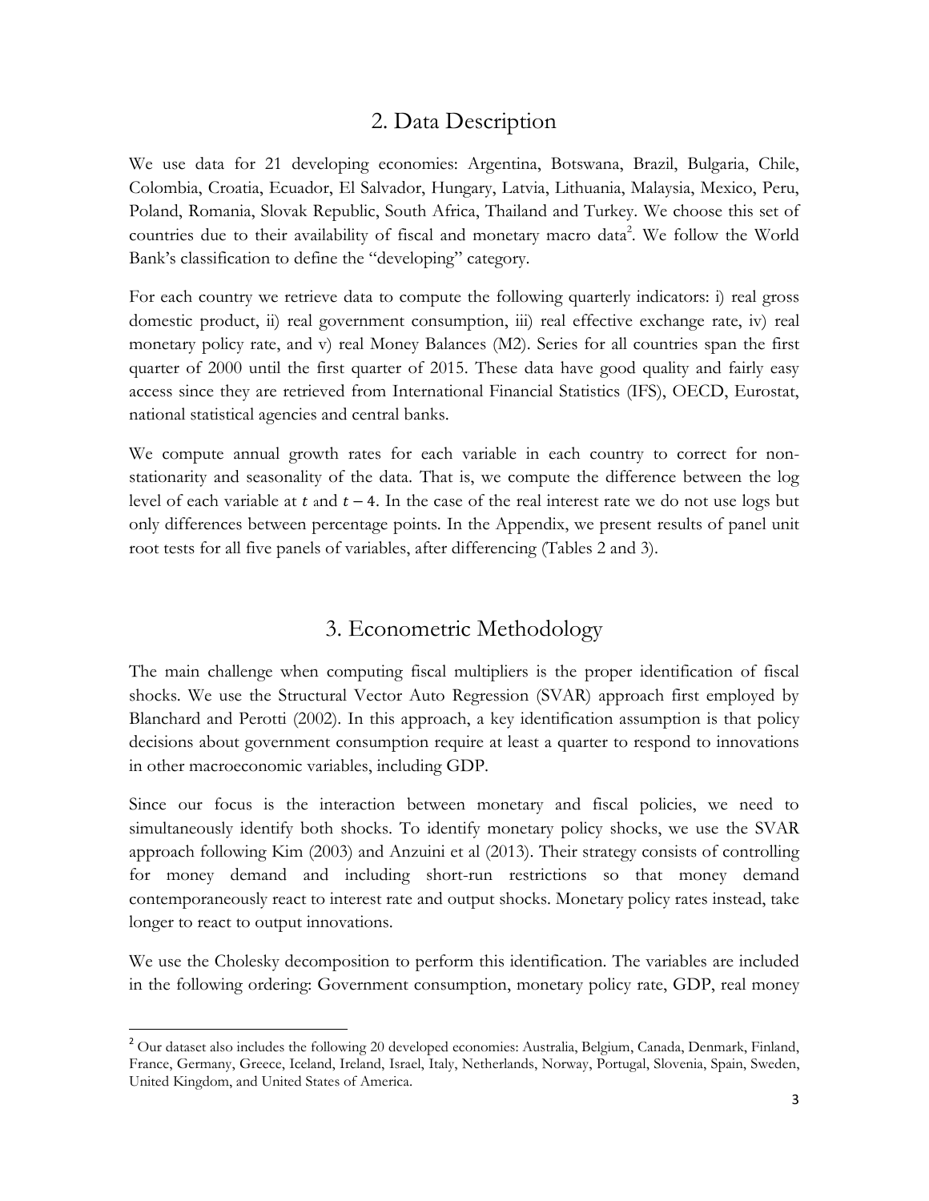## 2. Data Description

We use data for 21 developing economies: Argentina, Botswana, Brazil, Bulgaria, Chile, Colombia, Croatia, Ecuador, El Salvador, Hungary, Latvia, Lithuania, Malaysia, Mexico, Peru, Poland, Romania, Slovak Republic, South Africa, Thailand and Turkey. We choose this set of countries due to their availability of fiscal and monetary macro data[2]. We follow the World Bank's classification to define the "developing" category.

For each country we retrieve data to compute the following quarterly indicators: i) real gross domestic product, ii) real government consumption, iii) real effective exchange rate, iv) real monetary policy rate, and v) real Money Balances (M2). Series for all countries span the first quarter of 2000 until the first quarter of 2015. These data have good quality and fairly easy access since they are retrieved from International Financial Statistics (IFS), OECD, Eurostat, national statistical agencies and central banks.

We compute annual growth rates for each variable in each country to correct for non-stationarity and seasonality of the data. That is, we compute the difference between the log level of each variable at $t$ and $t-4$. In the case of the real interest rate we do not use logs but only differences between percentage points. In the Appendix, we present results of panel unit root tests for all five panels of variables, after differencing (Tables 2 and 3).

## 3. Econometric Methodology

The main challenge when computing fiscal multipliers is the proper identification of fiscal shocks. We use the Structural Vector Auto Regression (SVAR) approach first employed by Blanchard and Perotti (2002). In this approach, a key identification assumption is that policy decisions about government consumption require at least a quarter to respond to innovations in other macroeconomic variables, including GDP.

Since our focus is the interaction between monetary and fiscal policies, we need to simultaneously identify both shocks. To identify monetary policy shocks, we use the SVAR approach following Kim (2003) and Anzuini et al (2013). Their strategy consists of controlling for money demand and including short-run restrictions so that money demand contemporaneously react to interest rate and output shocks. Monetary policy rates instead, take longer to react to output innovations.

We use the Cholesky decomposition to perform this identification. The variables are included in the following ordering: Government consumption, monetary policy rate, GDP, real money

[2] Our dataset also includes the following 20 developed economies: Australia, Belgium, Canada, Denmark, Finland, France, Germany, Greece, Iceland, Ireland, Israel, Italy, Netherlands, Norway, Portugal, Slovenia, Spain, Sweden, United Kingdom, and United States of America.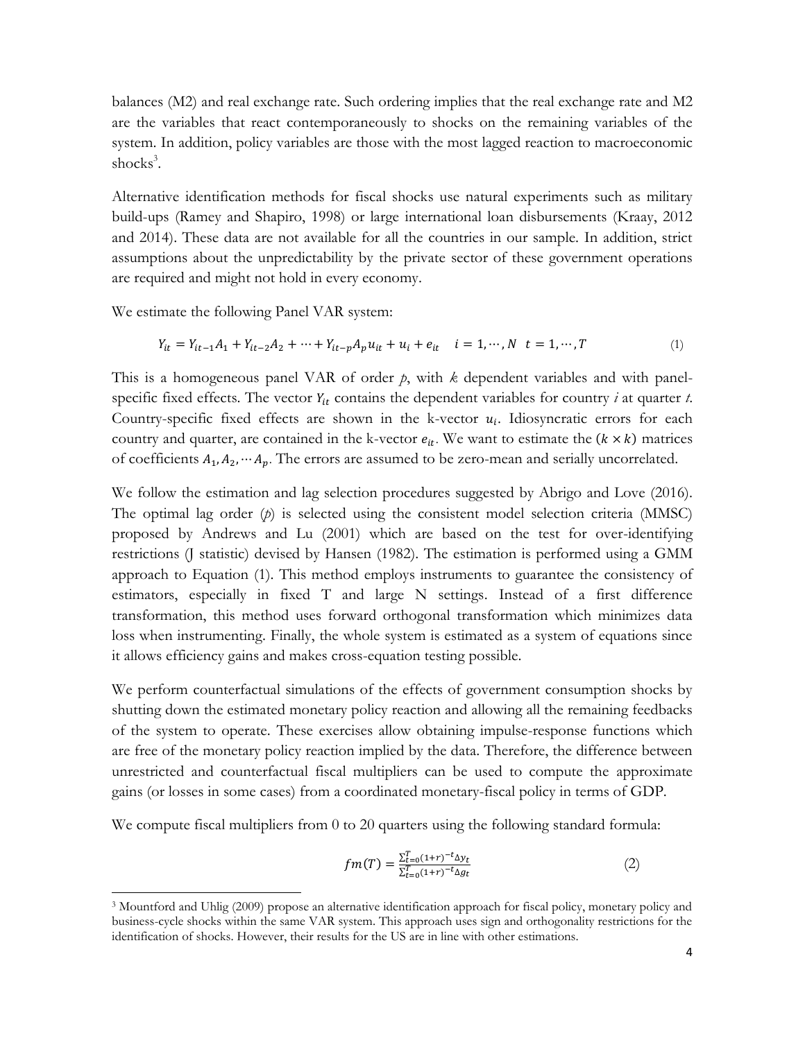balances (M2) and real exchange rate. Such ordering implies that the real exchange rate and M2 are the variables that react contemporaneously to shocks on the remaining variables of the system. In addition, policy variables are those with the most lagged reaction to macroeconomic shocks[3].

Alternative identification methods for fiscal shocks use natural experiments such as military build-ups (Ramey and Shapiro, 1998) or large international loan disbursements (Kraay, 2012 and 2014). These data are not available for all the countries in our sample. In addition, strict assumptions about the unpredictability by the private sector of these government operations are required and might not hold in every economy.

We estimate the following Panel VAR system:

$$Y_{it} = Y_{it-1}A_1 + Y_{it-2}A_2 + \cdots + Y_{it-p}A_p u_{it} + u_i + e_{it} \quad i = 1, \cdots, N \quad t = 1, \cdots, T \tag{1}$$

This is a homogeneous panel VAR of order *p*, with *k* dependent variables and with panel-specific fixed effects. The vector $Y_{it}$ contains the dependent variables for country *i* at quarter *t*. Country-specific fixed effects are shown in the k-vector $u_i$. Idiosyncratic errors for each country and quarter, are contained in the k-vector $e_{it}$. We want to estimate the $(k \times k)$ matrices of coefficients $A_1, A_2, \cdots A_p$. The errors are assumed to be zero-mean and serially uncorrelated.

We follow the estimation and lag selection procedures suggested by Abrigo and Love (2016). The optimal lag order (*p*) is selected using the consistent model selection criteria (MMSC) proposed by Andrews and Lu (2001) which are based on the test for over-identifying restrictions (J statistic) devised by Hansen (1982). The estimation is performed using a GMM approach to Equation (1). This method employs instruments to guarantee the consistency of estimators, especially in fixed T and large N settings. Instead of a first difference transformation, this method uses forward orthogonal transformation which minimizes data loss when instrumenting. Finally, the whole system is estimated as a system of equations since it allows efficiency gains and makes cross-equation testing possible.

We perform counterfactual simulations of the effects of government consumption shocks by shutting down the estimated monetary policy reaction and allowing all the remaining feedbacks of the system to operate. These exercises allow obtaining impulse-response functions which are free of the monetary policy reaction implied by the data. Therefore, the difference between unrestricted and counterfactual fiscal multipliers can be used to compute the approximate gains (or losses in some cases) from a coordinated monetary-fiscal policy in terms of GDP.

We compute fiscal multipliers from 0 to 20 quarters using the following standard formula:

$$fm(T) = \frac{\sum_{t=0}^{T}(1+r)^{-t}\Delta y_t}{\sum_{t=0}^{T}(1+r)^{-t}\Delta g_t} \tag{2}$$

[3] Mountford and Uhlig (2009) propose an alternative identification approach for fiscal policy, monetary policy and business-cycle shocks within the same VAR system. This approach uses sign and orthogonality restrictions for the identification of shocks. However, their results for the US are in line with other estimations.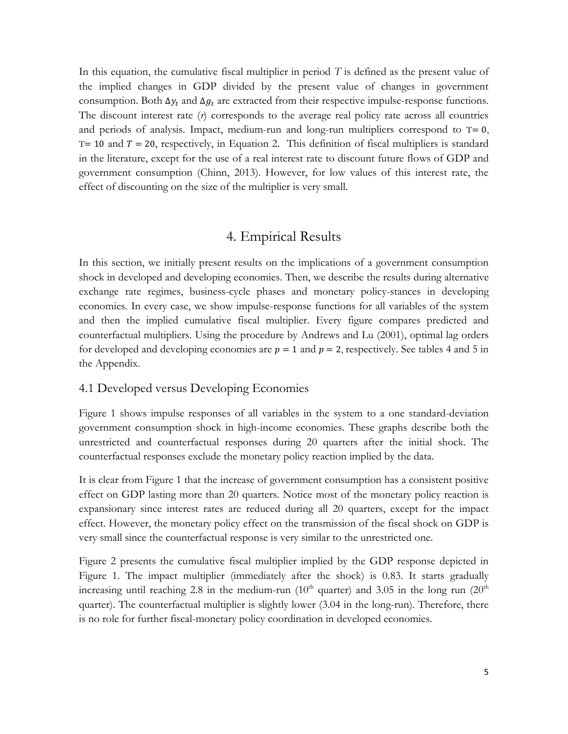In this equation, the cumulative fiscal multiplier in period $T$ is defined as the present value of the implied changes in GDP divided by the present value of changes in government consumption. Both $\Delta y_t$ and $\Delta g_t$ are extracted from their respective impulse-response functions. The discount interest rate ($r$) corresponds to the average real policy rate across all countries and periods of analysis. Impact, medium-run and long-run multipliers correspond to $T = 0$, $T = 10$ and $T = 20$, respectively, in Equation 2. This definition of fiscal multipliers is standard in the literature, except for the use of a real interest rate to discount future flows of GDP and government consumption (Chinn, 2013). However, for low values of this interest rate, the effect of discounting on the size of the multiplier is very small.

# 4. Empirical Results

In this section, we initially present results on the implications of a government consumption shock in developed and developing economies. Then, we describe the results during alternative exchange rate regimes, business-cycle phases and monetary policy-stances in developing economies. In every case, we show impulse-response functions for all variables of the system and then the implied cumulative fiscal multiplier. Every figure compares predicted and counterfactual multipliers. Using the procedure by Andrews and Lu (2001), optimal lag orders for developed and developing economies are $p = 1$ and $p = 2$, respectively. See tables 4 and 5 in the Appendix.

## 4.1 Developed versus Developing Economies

Figure 1 shows impulse responses of all variables in the system to a one standard-deviation government consumption shock in high-income economies. These graphs describe both the unrestricted and counterfactual responses during 20 quarters after the initial shock. The counterfactual responses exclude the monetary policy reaction implied by the data.

It is clear from Figure 1 that the increase of government consumption has a consistent positive effect on GDP lasting more than 20 quarters. Notice most of the monetary policy reaction is expansionary since interest rates are reduced during all 20 quarters, except for the impact effect. However, the monetary policy effect on the transmission of the fiscal shock on GDP is very small since the counterfactual response is very similar to the unrestricted one.

Figure 2 presents the cumulative fiscal multiplier implied by the GDP response depicted in Figure 1. The impact multiplier (immediately after the shock) is 0.83. It starts gradually increasing until reaching 2.8 in the medium-run (10th quarter) and 3.05 in the long run (20th quarter). The counterfactual multiplier is slightly lower (3.04 in the long-run). Therefore, there is no role for further fiscal-monetary policy coordination in developed economies.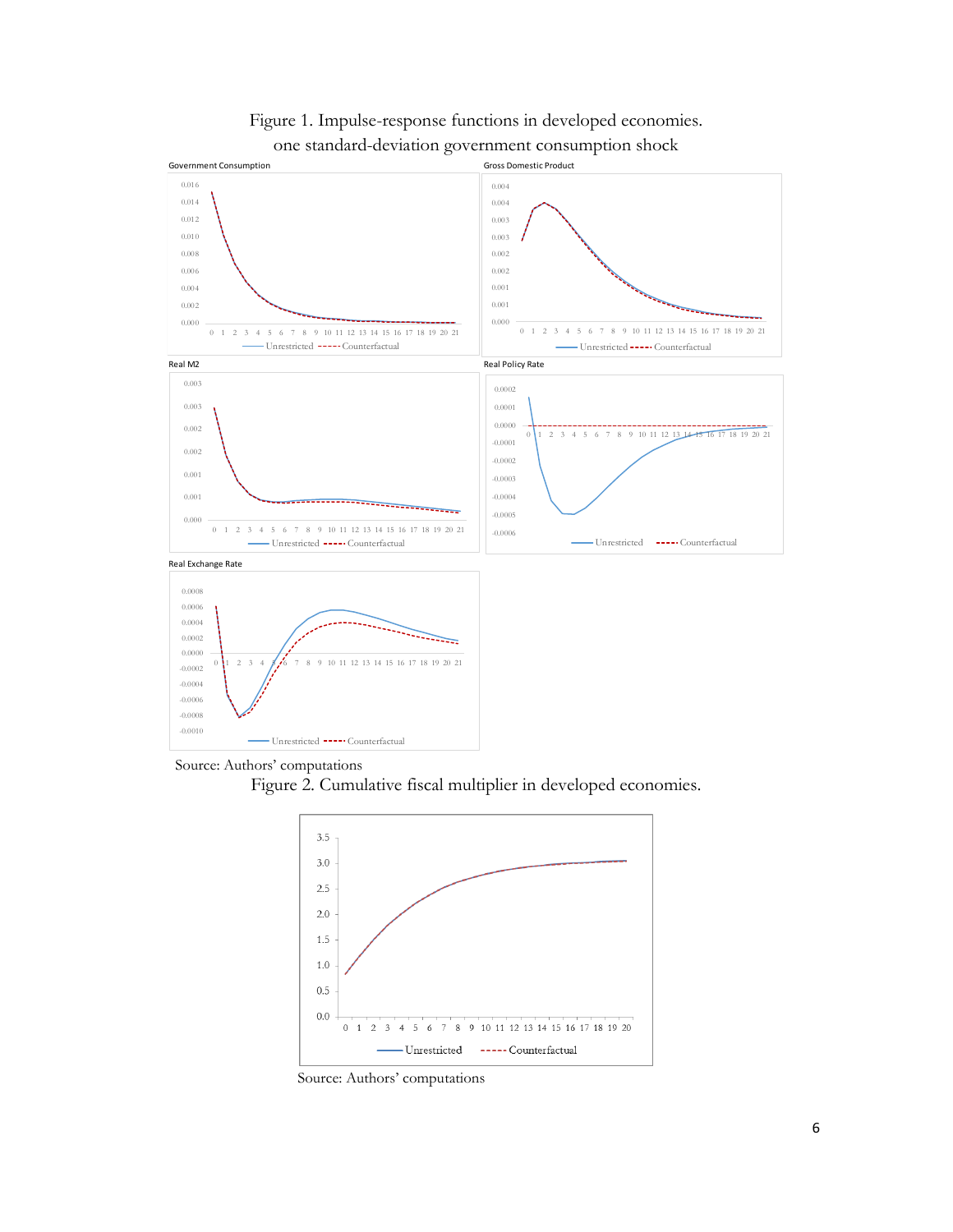Figure 1. Impulse-response functions in developed economies. one standard-deviation government consumption shock

Source: Authors' computations

Figure 2. Cumulative fiscal multiplier in developed economies.

Source: Authors' computations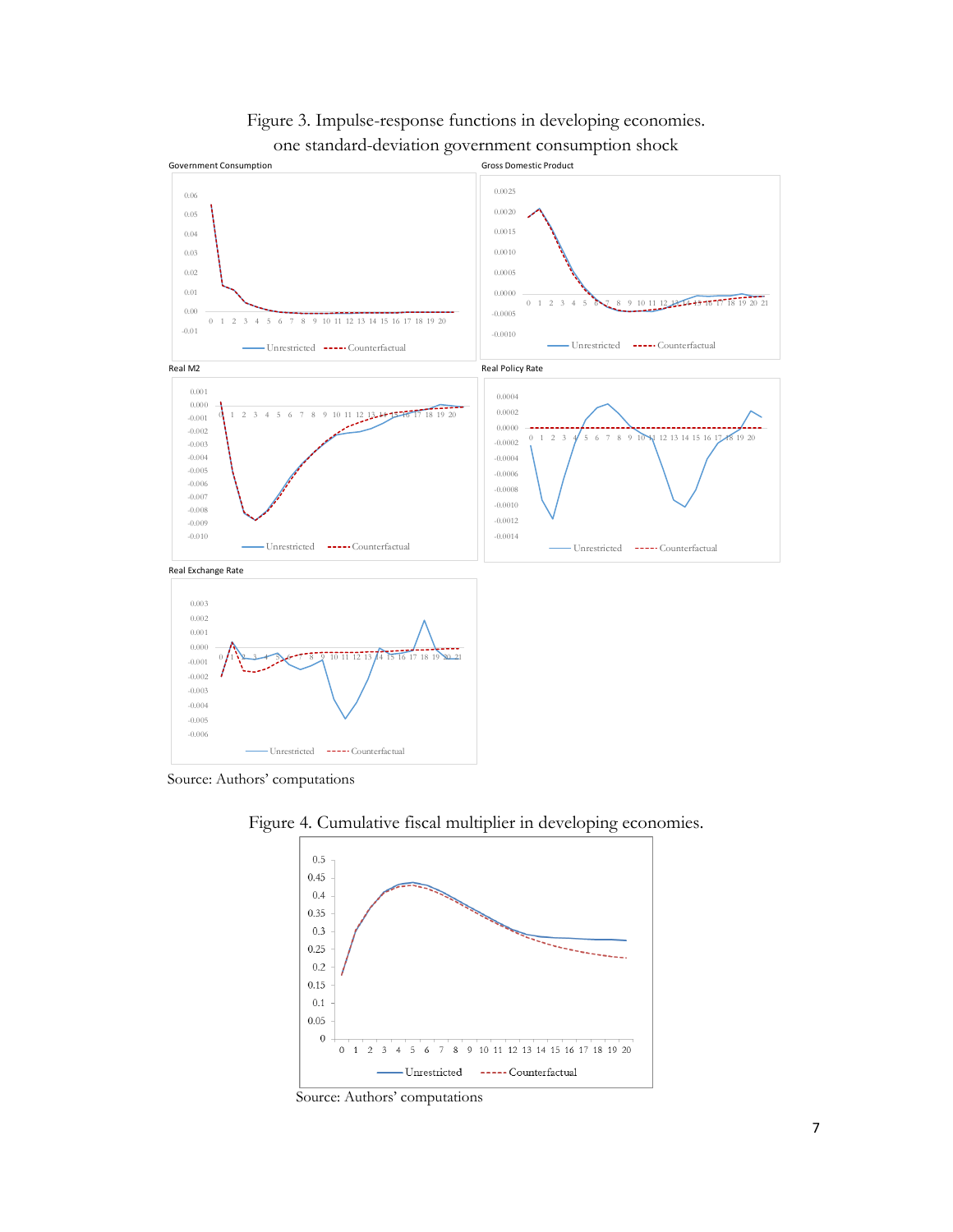Figure 3. Impulse-response functions in developing economies.
one standard-deviation government consumption shock

Source: Authors' computations

Figure 4. Cumulative fiscal multiplier in developing economies.

Source: Authors' computations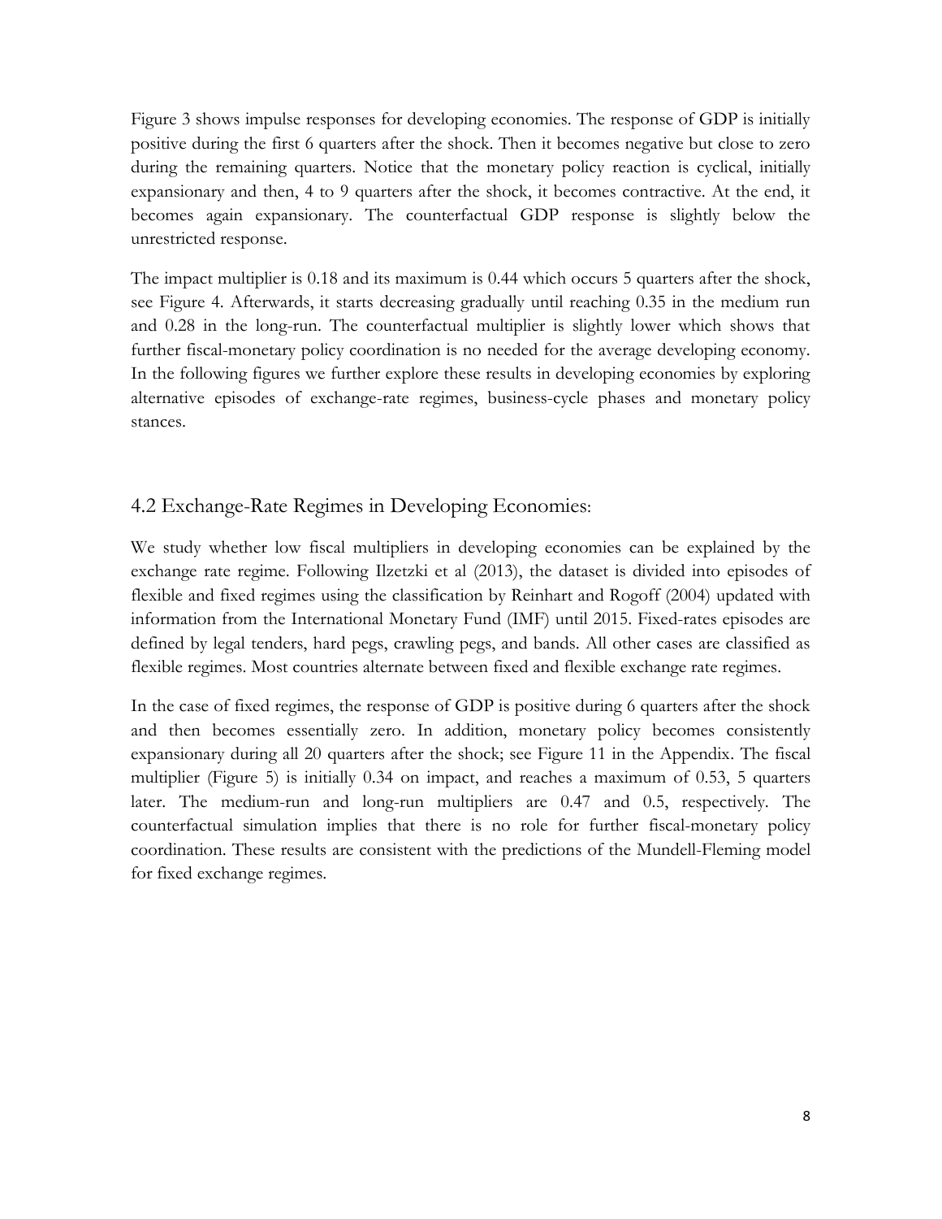Figure 3 shows impulse responses for developing economies. The response of GDP is initially positive during the first 6 quarters after the shock. Then it becomes negative but close to zero during the remaining quarters. Notice that the monetary policy reaction is cyclical, initially expansionary and then, 4 to 9 quarters after the shock, it becomes contractive. At the end, it becomes again expansionary. The counterfactual GDP response is slightly below the unrestricted response.

The impact multiplier is 0.18 and its maximum is 0.44 which occurs 5 quarters after the shock, see Figure 4. Afterwards, it starts decreasing gradually until reaching 0.35 in the medium run and 0.28 in the long-run. The counterfactual multiplier is slightly lower which shows that further fiscal-monetary policy coordination is no needed for the average developing economy. In the following figures we further explore these results in developing economies by exploring alternative episodes of exchange-rate regimes, business-cycle phases and monetary policy stances.

## 4.2 Exchange-Rate Regimes in Developing Economies:

We study whether low fiscal multipliers in developing economies can be explained by the exchange rate regime. Following Ilzetzki et al (2013), the dataset is divided into episodes of flexible and fixed regimes using the classification by Reinhart and Rogoff (2004) updated with information from the International Monetary Fund (IMF) until 2015. Fixed-rates episodes are defined by legal tenders, hard pegs, crawling pegs, and bands. All other cases are classified as flexible regimes. Most countries alternate between fixed and flexible exchange rate regimes.

In the case of fixed regimes, the response of GDP is positive during 6 quarters after the shock and then becomes essentially zero. In addition, monetary policy becomes consistently expansionary during all 20 quarters after the shock; see Figure 11 in the Appendix. The fiscal multiplier (Figure 5) is initially 0.34 on impact, and reaches a maximum of 0.53, 5 quarters later. The medium-run and long-run multipliers are 0.47 and 0.5, respectively. The counterfactual simulation implies that there is no role for further fiscal-monetary policy coordination. These results are consistent with the predictions of the Mundell-Fleming model for fixed exchange regimes.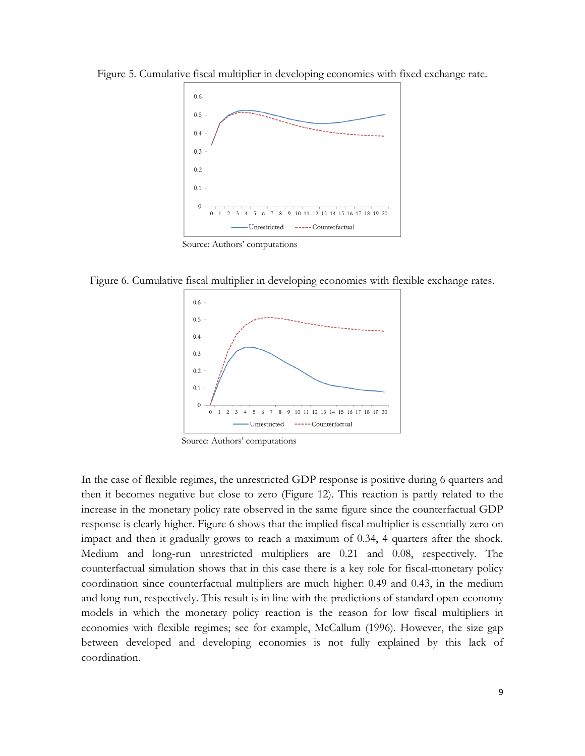Figure 5. Cumulative fiscal multiplier in developing economies with fixed exchange rate.

Source: Authors' computations

Figure 6. Cumulative fiscal multiplier in developing economies with flexible exchange rates.

Source: Authors' computations

In the case of flexible regimes, the unrestricted GDP response is positive during 6 quarters and then it becomes negative but close to zero (Figure 12). This reaction is partly related to the increase in the monetary policy rate observed in the same figure since the counterfactual GDP response is clearly higher. Figure 6 shows that the implied fiscal multiplier is essentially zero on impact and then it gradually grows to reach a maximum of 0.34, 4 quarters after the shock. Medium and long-run unrestricted multipliers are 0.21 and 0.08, respectively. The counterfactual simulation shows that in this case there is a key role for fiscal-monetary policy coordination since counterfactual multipliers are much higher: 0.49 and 0.43, in the medium and long-run, respectively. This result is in line with the predictions of standard open-economy models in which the monetary policy reaction is the reason for low fiscal multipliers in economies with flexible regimes; see for example, McCallum (1996). However, the size gap between developed and developing economies is not fully explained by this lack of coordination.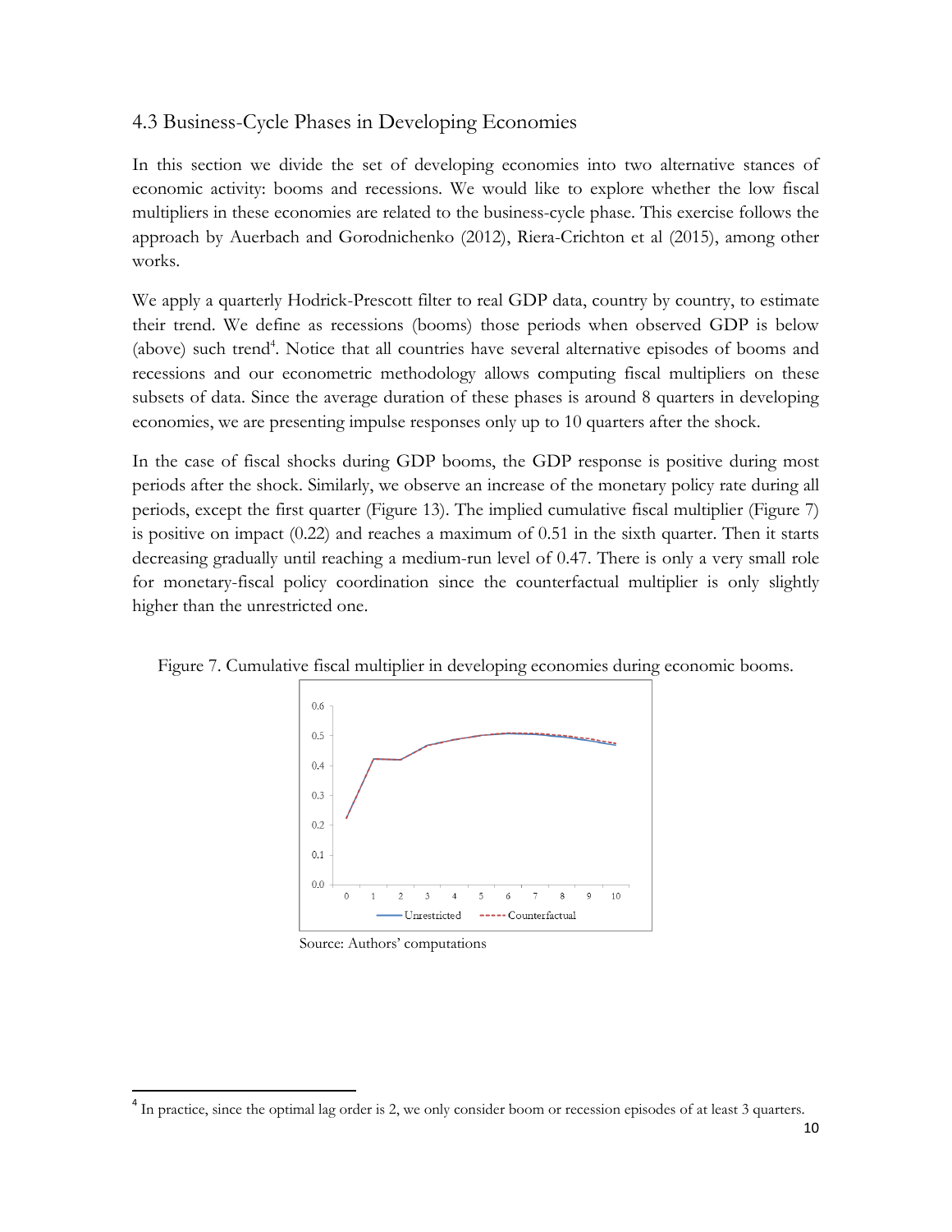## 4.3 Business-Cycle Phases in Developing Economies

In this section we divide the set of developing economies into two alternative stances of economic activity: booms and recessions. We would like to explore whether the low fiscal multipliers in these economies are related to the business-cycle phase. This exercise follows the approach by Auerbach and Gorodnichenko (2012), Riera-Crichton et al (2015), among other works.

We apply a quarterly Hodrick-Prescott filter to real GDP data, country by country, to estimate their trend. We define as recessions (booms) those periods when observed GDP is below (above) such trend[4]. Notice that all countries have several alternative episodes of booms and recessions and our econometric methodology allows computing fiscal multipliers on these subsets of data. Since the average duration of these phases is around 8 quarters in developing economies, we are presenting impulse responses only up to 10 quarters after the shock.

In the case of fiscal shocks during GDP booms, the GDP response is positive during most periods after the shock. Similarly, we observe an increase of the monetary policy rate during all periods, except the first quarter (Figure 13). The implied cumulative fiscal multiplier (Figure 7) is positive on impact (0.22) and reaches a maximum of 0.51 in the sixth quarter. Then it starts decreasing gradually until reaching a medium-run level of 0.47. There is only a very small role for monetary-fiscal policy coordination since the counterfactual multiplier is only slightly higher than the unrestricted one.

Figure 7. Cumulative fiscal multiplier in developing economies during economic booms.

Source: Authors' computations

[4] In practice, since the optimal lag order is 2, we only consider boom or recession episodes of at least 3 quarters.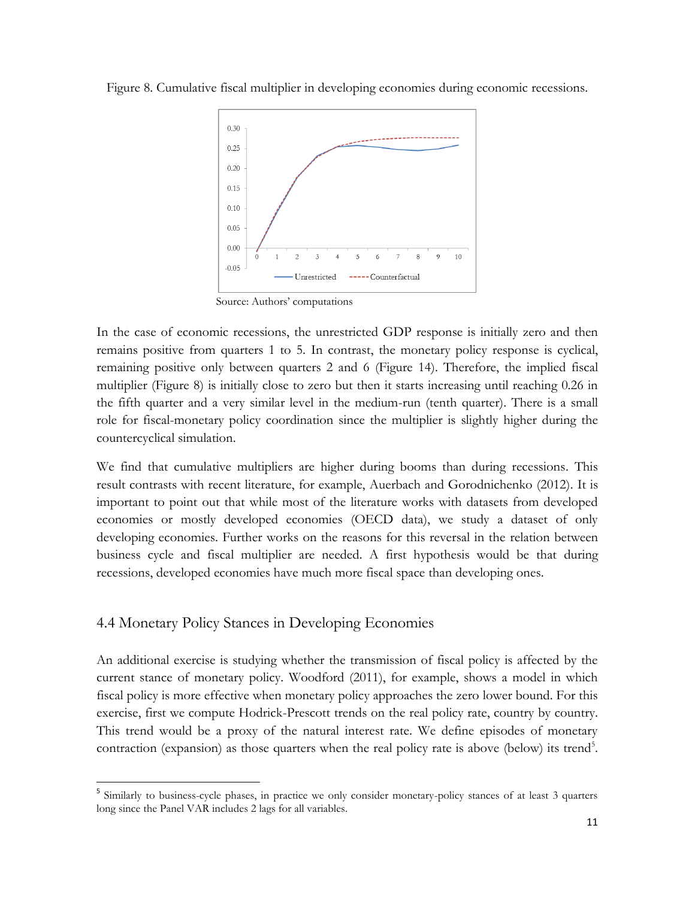Figure 8. Cumulative fiscal multiplier in developing economies during economic recessions.

Source: Authors' computations

In the case of economic recessions, the unrestricted GDP response is initially zero and then remains positive from quarters 1 to 5. In contrast, the monetary policy response is cyclical, remaining positive only between quarters 2 and 6 (Figure 14). Therefore, the implied fiscal multiplier (Figure 8) is initially close to zero but then it starts increasing until reaching 0.26 in the fifth quarter and a very similar level in the medium-run (tenth quarter). There is a small role for fiscal-monetary policy coordination since the multiplier is slightly higher during the countercyclical simulation.

We find that cumulative multipliers are higher during booms than during recessions. This result contrasts with recent literature, for example, Auerbach and Gorodnichenko (2012). It is important to point out that while most of the literature works with datasets from developed economies or mostly developed economies (OECD data), we study a dataset of only developing economies. Further works on the reasons for this reversal in the relation between business cycle and fiscal multiplier are needed. A first hypothesis would be that during recessions, developed economies have much more fiscal space than developing ones.

## 4.4 Monetary Policy Stances in Developing Economies

An additional exercise is studying whether the transmission of fiscal policy is affected by the current stance of monetary policy. Woodford (2011), for example, shows a model in which fiscal policy is more effective when monetary policy approaches the zero lower bound. For this exercise, first we compute Hodrick-Prescott trends on the real policy rate, country by country. This trend would be a proxy of the natural interest rate. We define episodes of monetary contraction (expansion) as those quarters when the real policy rate is above (below) its trend[5].

[5] Similarly to business-cycle phases, in practice we only consider monetary-policy stances of at least 3 quarters long since the Panel VAR includes 2 lags for all variables.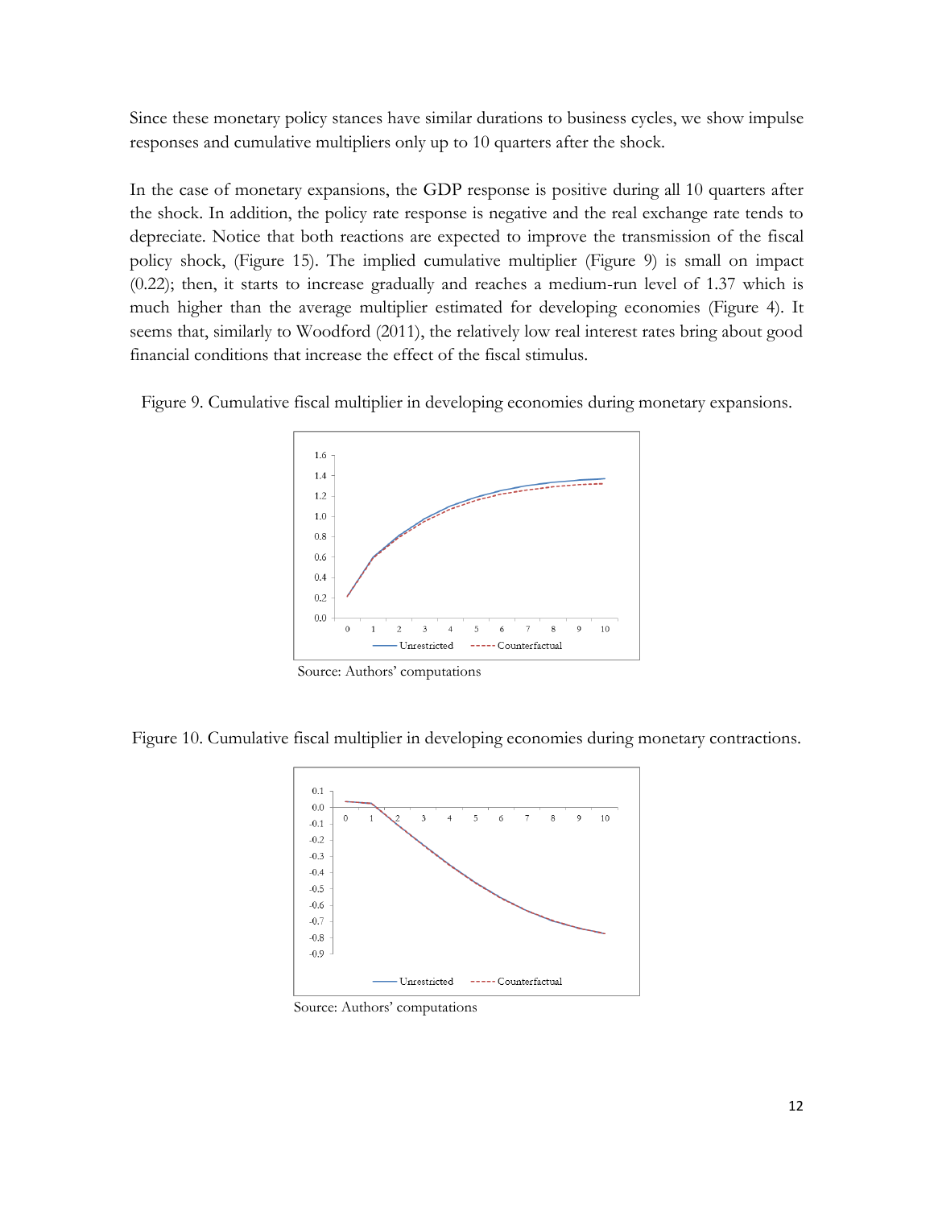Since these monetary policy stances have similar durations to business cycles, we show impulse responses and cumulative multipliers only up to 10 quarters after the shock.

In the case of monetary expansions, the GDP response is positive during all 10 quarters after the shock. In addition, the policy rate response is negative and the real exchange rate tends to depreciate. Notice that both reactions are expected to improve the transmission of the fiscal policy shock, (Figure 15). The implied cumulative multiplier (Figure 9) is small on impact (0.22); then, it starts to increase gradually and reaches a medium-run level of 1.37 which is much higher than the average multiplier estimated for developing economies (Figure 4). It seems that, similarly to Woodford (2011), the relatively low real interest rates bring about good financial conditions that increase the effect of the fiscal stimulus.

Figure 9. Cumulative fiscal multiplier in developing economies during monetary expansions.

Source: Authors' computations

Figure 10. Cumulative fiscal multiplier in developing economies during monetary contractions.

Source: Authors' computations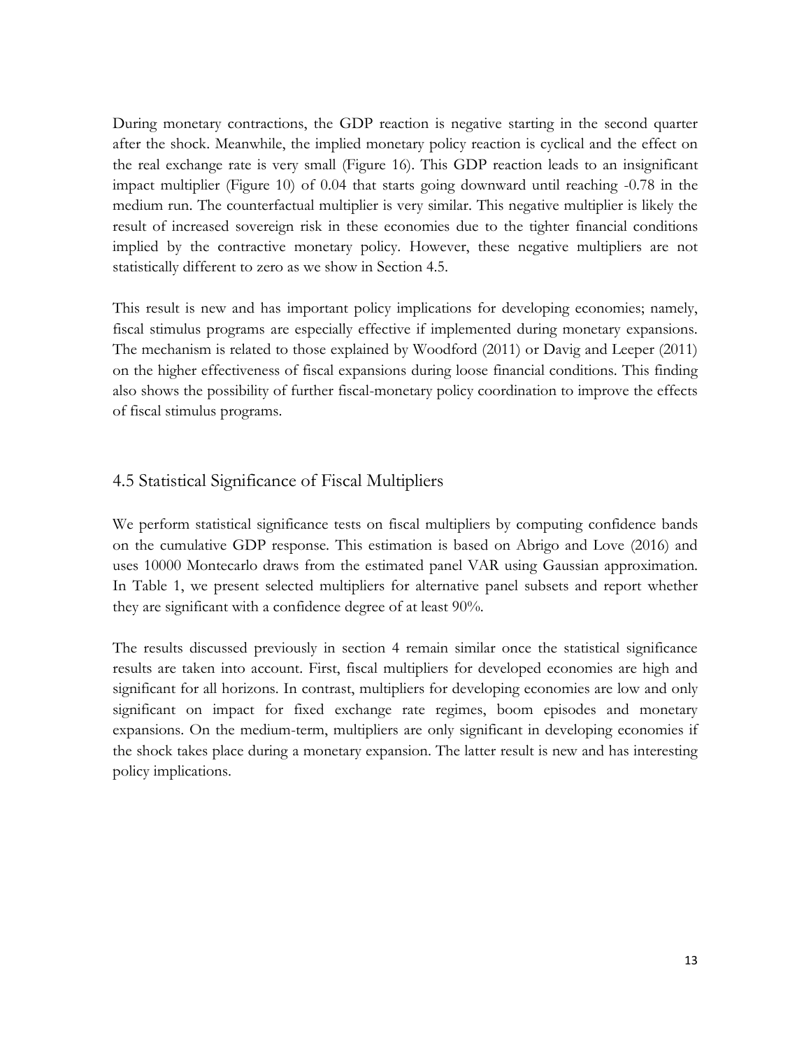During monetary contractions, the GDP reaction is negative starting in the second quarter after the shock. Meanwhile, the implied monetary policy reaction is cyclical and the effect on the real exchange rate is very small (Figure 16). This GDP reaction leads to an insignificant impact multiplier (Figure 10) of 0.04 that starts going downward until reaching -0.78 in the medium run. The counterfactual multiplier is very similar. This negative multiplier is likely the result of increased sovereign risk in these economies due to the tighter financial conditions implied by the contractive monetary policy. However, these negative multipliers are not statistically different to zero as we show in Section 4.5.

This result is new and has important policy implications for developing economies; namely, fiscal stimulus programs are especially effective if implemented during monetary expansions. The mechanism is related to those explained by Woodford (2011) or Davig and Leeper (2011) on the higher effectiveness of fiscal expansions during loose financial conditions. This finding also shows the possibility of further fiscal-monetary policy coordination to improve the effects of fiscal stimulus programs.

## 4.5 Statistical Significance of Fiscal Multipliers

We perform statistical significance tests on fiscal multipliers by computing confidence bands on the cumulative GDP response. This estimation is based on Abrigo and Love (2016) and uses 10000 Montecarlo draws from the estimated panel VAR using Gaussian approximation. In Table 1, we present selected multipliers for alternative panel subsets and report whether they are significant with a confidence degree of at least 90%.

The results discussed previously in section 4 remain similar once the statistical significance results are taken into account. First, fiscal multipliers for developed economies are high and significant for all horizons. In contrast, multipliers for developing economies are low and only significant on impact for fixed exchange rate regimes, boom episodes and monetary expansions. On the medium-term, multipliers are only significant in developing economies if the shock takes place during a monetary expansion. The latter result is new and has interesting policy implications.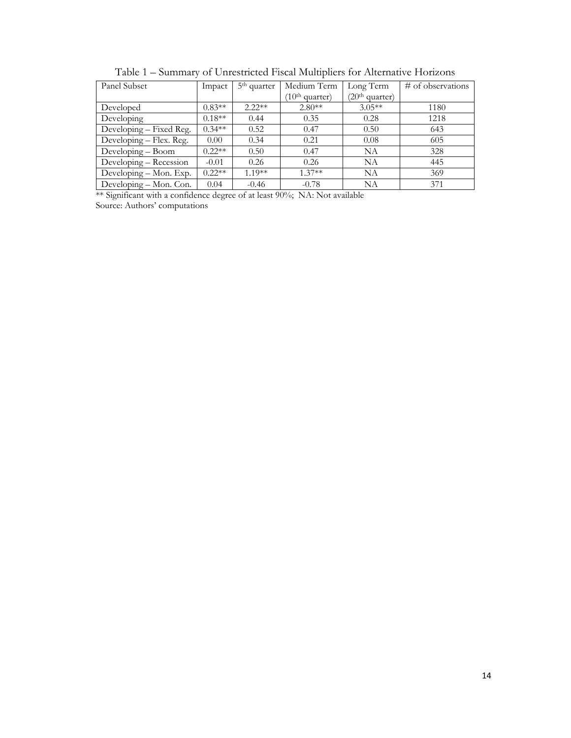Table 1 – Summary of Unrestricted Fiscal Multipliers for Alternative Horizons

| Panel Subset | Impact | 5th quarter | Medium Term (10th quarter) | Long Term (20th quarter) | # of observations |
|---|---|---|---|---|---|
| Developed | 0.83** | 2.22** | 2.80** | 3.05** | 1180 |
| Developing | 0.18** | 0.44 | 0.35 | 0.28 | 1218 |
| Developing – Fixed Reg. | 0.34** | 0.52 | 0.47 | 0.50 | 643 |
| Developing – Flex. Reg. | 0.00 | 0.34 | 0.21 | 0.08 | 605 |
| Developing – Boom | 0.22** | 0.50 | 0.47 | NA | 328 |
| Developing – Recession | -0.01 | 0.26 | 0.26 | NA | 445 |
| Developing – Mon. Exp. | 0.22** | 1.19** | 1.37** | NA | 369 |
| Developing – Mon. Con. | 0.04 | -0.46 | -0.78 | NA | 371 |

** Significant with a confidence degree of at least 90%; NA: Not available

Source: Authors' computations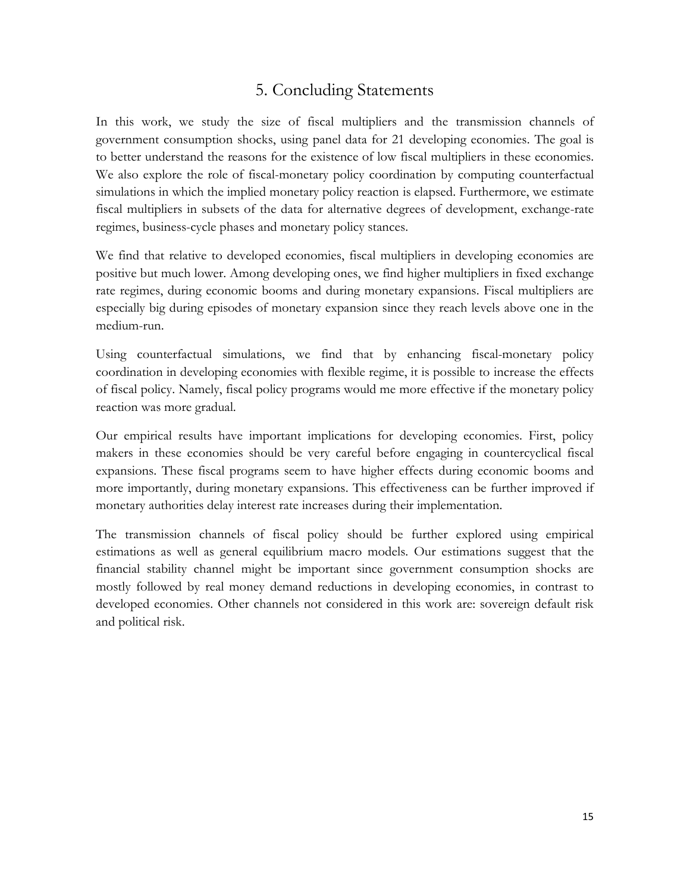## 5. Concluding Statements

In this work, we study the size of fiscal multipliers and the transmission channels of government consumption shocks, using panel data for 21 developing economies. The goal is to better understand the reasons for the existence of low fiscal multipliers in these economies. We also explore the role of fiscal-monetary policy coordination by computing counterfactual simulations in which the implied monetary policy reaction is elapsed. Furthermore, we estimate fiscal multipliers in subsets of the data for alternative degrees of development, exchange-rate regimes, business-cycle phases and monetary policy stances.

We find that relative to developed economies, fiscal multipliers in developing economies are positive but much lower. Among developing ones, we find higher multipliers in fixed exchange rate regimes, during economic booms and during monetary expansions. Fiscal multipliers are especially big during episodes of monetary expansion since they reach levels above one in the medium-run.

Using counterfactual simulations, we find that by enhancing fiscal-monetary policy coordination in developing economies with flexible regime, it is possible to increase the effects of fiscal policy. Namely, fiscal policy programs would me more effective if the monetary policy reaction was more gradual.

Our empirical results have important implications for developing economies. First, policy makers in these economies should be very careful before engaging in countercyclical fiscal expansions. These fiscal programs seem to have higher effects during economic booms and more importantly, during monetary expansions. This effectiveness can be further improved if monetary authorities delay interest rate increases during their implementation.

The transmission channels of fiscal policy should be further explored using empirical estimations as well as general equilibrium macro models. Our estimations suggest that the financial stability channel might be important since government consumption shocks are mostly followed by real money demand reductions in developing economies, in contrast to developed economies. Other channels not considered in this work are: sovereign default risk and political risk.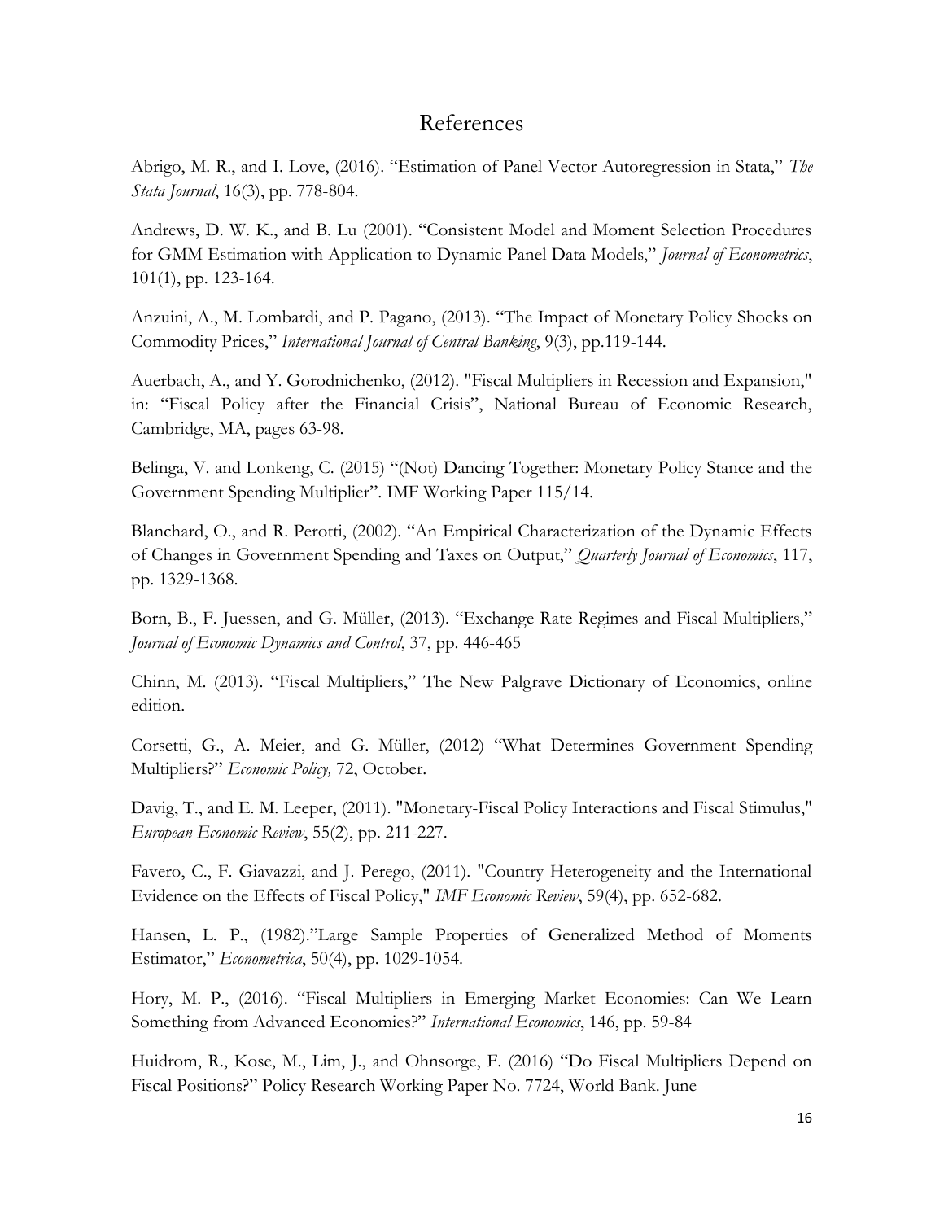# References

Abrigo, M. R., and I. Love, (2016). "Estimation of Panel Vector Autoregression in Stata," *The Stata Journal*, 16(3), pp. 778-804.

Andrews, D. W. K., and B. Lu (2001). "Consistent Model and Moment Selection Procedures for GMM Estimation with Application to Dynamic Panel Data Models," *Journal of Econometrics*, 101(1), pp. 123-164.

Anzuini, A., M. Lombardi, and P. Pagano, (2013). "The Impact of Monetary Policy Shocks on Commodity Prices," *International Journal of Central Banking*, 9(3), pp.119-144.

Auerbach, A., and Y. Gorodnichenko, (2012). "Fiscal Multipliers in Recession and Expansion," in: "Fiscal Policy after the Financial Crisis", National Bureau of Economic Research, Cambridge, MA, pages 63-98.

Belinga, V. and Lonkeng, C. (2015) "(Not) Dancing Together: Monetary Policy Stance and the Government Spending Multiplier". IMF Working Paper 115/14.

Blanchard, O., and R. Perotti, (2002). "An Empirical Characterization of the Dynamic Effects of Changes in Government Spending and Taxes on Output," *Quarterly Journal of Economics*, 117, pp. 1329-1368.

Born, B., F. Juessen, and G. Müller, (2013). "Exchange Rate Regimes and Fiscal Multipliers," *Journal of Economic Dynamics and Control*, 37, pp. 446-465

Chinn, M. (2013). "Fiscal Multipliers," The New Palgrave Dictionary of Economics, online edition.

Corsetti, G., A. Meier, and G. Müller, (2012) "What Determines Government Spending Multipliers?" *Economic Policy,* 72, October.

Davig, T., and E. M. Leeper, (2011). "Monetary-Fiscal Policy Interactions and Fiscal Stimulus," *European Economic Review*, 55(2), pp. 211-227.

Favero, C., F. Giavazzi, and J. Perego, (2011). "Country Heterogeneity and the International Evidence on the Effects of Fiscal Policy," *IMF Economic Review*, 59(4), pp. 652-682.

Hansen, L. P., (1982)."Large Sample Properties of Generalized Method of Moments Estimator," *Econometrica*, 50(4), pp. 1029-1054.

Hory, M. P., (2016). "Fiscal Multipliers in Emerging Market Economies: Can We Learn Something from Advanced Economies?" *International Economics*, 146, pp. 59-84

Huidrom, R., Kose, M., Lim, J., and Ohnsorge, F. (2016) "Do Fiscal Multipliers Depend on Fiscal Positions?" Policy Research Working Paper No. 7724, World Bank. June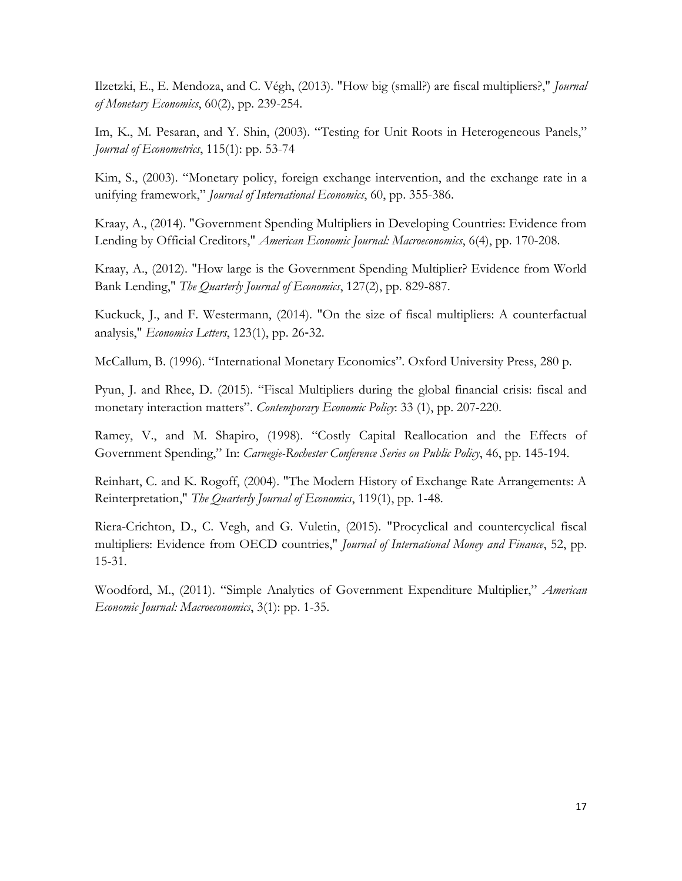Ilzetzki, E., E. Mendoza, and C. Végh, (2013). "How big (small?) are fiscal multipliers?," *Journal of Monetary Economics*, 60(2), pp. 239-254.

Im, K., M. Pesaran, and Y. Shin, (2003). "Testing for Unit Roots in Heterogeneous Panels," *Journal of Econometrics*, 115(1): pp. 53-74

Kim, S., (2003). "Monetary policy, foreign exchange intervention, and the exchange rate in a unifying framework," *Journal of International Economics*, 60, pp. 355-386.

Kraay, A., (2014). "Government Spending Multipliers in Developing Countries: Evidence from Lending by Official Creditors," *American Economic Journal: Macroeconomics*, 6(4), pp. 170-208.

Kraay, A., (2012). "How large is the Government Spending Multiplier? Evidence from World Bank Lending," *The Quarterly Journal of Economics*, 127(2), pp. 829-887.

Kuckuck, J., and F. Westermann, (2014). "On the size of fiscal multipliers: A counterfactual analysis," *Economics Letters*, 123(1), pp. 26-32.

McCallum, B. (1996). "International Monetary Economics". Oxford University Press, 280 p.

Pyun, J. and Rhee, D. (2015). "Fiscal Multipliers during the global financial crisis: fiscal and monetary interaction matters". *Contemporary Economic Policy*: 33 (1), pp. 207-220.

Ramey, V., and M. Shapiro, (1998). "Costly Capital Reallocation and the Effects of Government Spending," In: *Carnegie-Rochester Conference Series on Public Policy*, 46, pp. 145-194.

Reinhart, C. and K. Rogoff, (2004). "The Modern History of Exchange Rate Arrangements: A Reinterpretation," *The Quarterly Journal of Economics*, 119(1), pp. 1-48.

Riera-Crichton, D., C. Vegh, and G. Vuletin, (2015). "Procyclical and countercyclical fiscal multipliers: Evidence from OECD countries," *Journal of International Money and Finance*, 52, pp. 15-31.

Woodford, M., (2011). "Simple Analytics of Government Expenditure Multiplier," *American Economic Journal: Macroeconomics*, 3(1): pp. 1-35.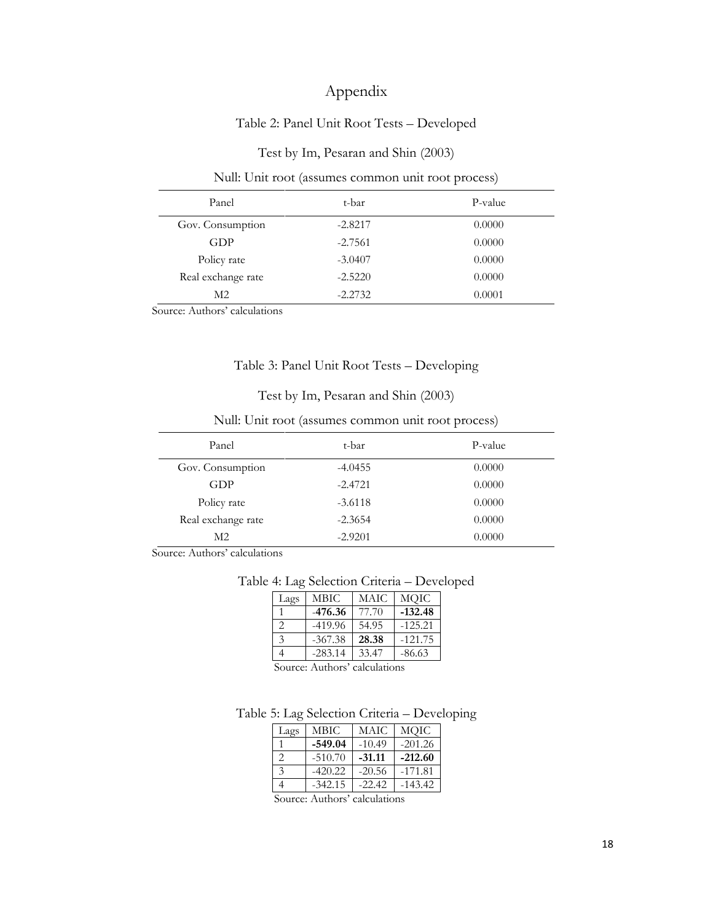# Appendix

Table 2: Panel Unit Root Tests – Developed

Test by Im, Pesaran and Shin (2003)

Null: Unit root (assumes common unit root process)

| Panel | t-bar | P-value |
|---|---|---|
| Gov. Consumption | -2.8217 | 0.0000 |
| GDP | -2.7561 | 0.0000 |
| Policy rate | -3.0407 | 0.0000 |
| Real exchange rate | -2.5220 | 0.0000 |
| M2 | -2.2732 | 0.0001 |

Source: Authors' calculations

Table 3: Panel Unit Root Tests – Developing

Test by Im, Pesaran and Shin (2003)

Null: Unit root (assumes common unit root process)

| Panel | t-bar | P-value |
|---|---|---|
| Gov. Consumption | -4.0455 | 0.0000 |
| GDP | -2.4721 | 0.0000 |
| Policy rate | -3.6118 | 0.0000 |
| Real exchange rate | -2.3654 | 0.0000 |
| M2 | -2.9201 | 0.0000 |

Source: Authors' calculations

Table 4: Lag Selection Criteria – Developed

| Lags | MBIC | MAIC | MQIC |
|---|---|---|---|
| 1 | **-476.36** | 77.70 | **-132.48** |
| 2 | -419.96 | 54.95 | -125.21 |
| 3 | -367.38 | **28.38** | -121.75 |
| 4 | -283.14 | 33.47 | -86.63 |

Source: Authors' calculations

Table 5: Lag Selection Criteria – Developing

| Lags | MBIC | MAIC | MQIC |
|---|---|---|---|
| 1 | **-549.04** | -10.49 | -201.26 |
| 2 | -510.70 | **-31.11** | **-212.60** |
| 3 | -420.22 | -20.56 | -171.81 |
| 4 | -342.15 | -22.42 | -143.42 |

Source: Authors' calculations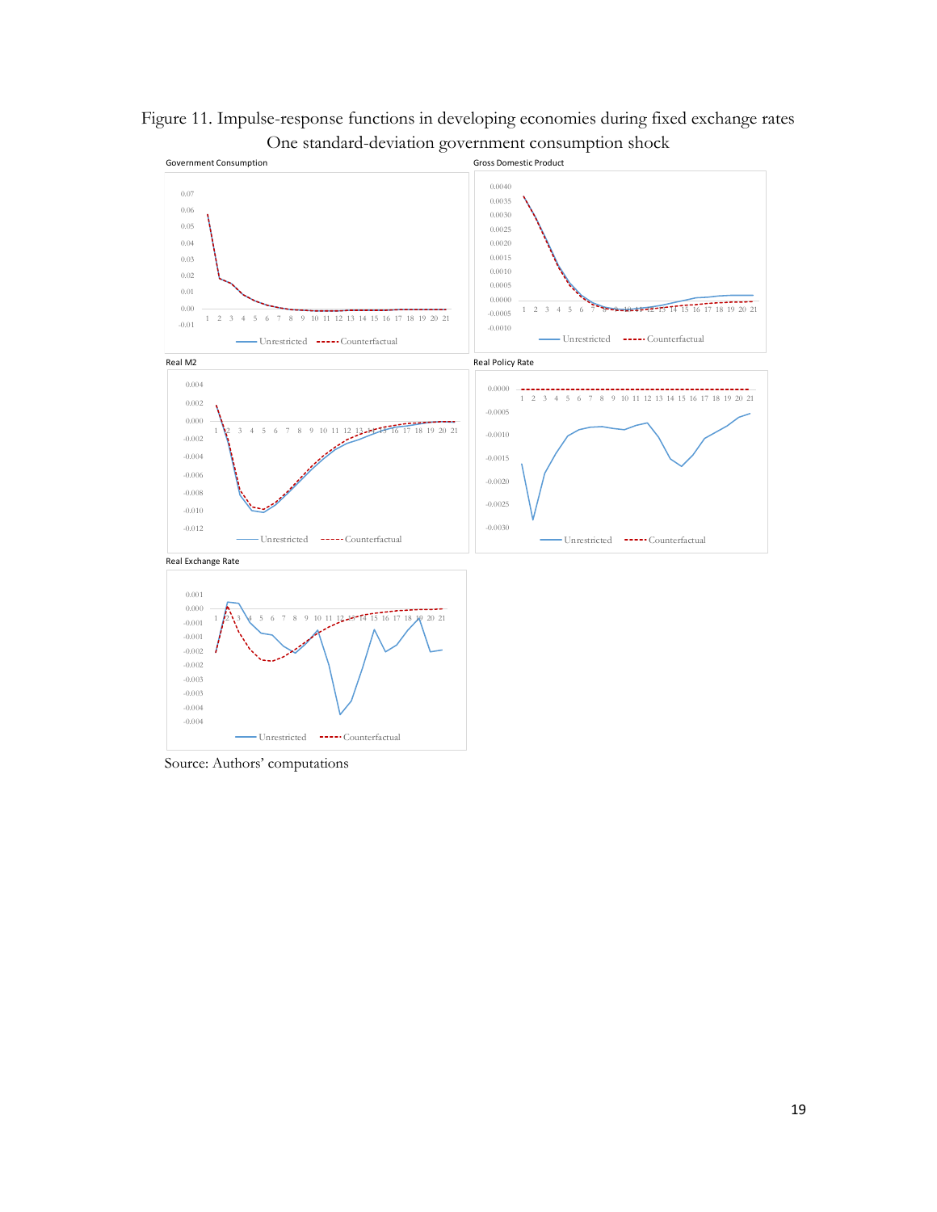Figure 11. Impulse-response functions in developing economies during fixed exchange rates
One standard-deviation government consumption shock

Source: Authors' computations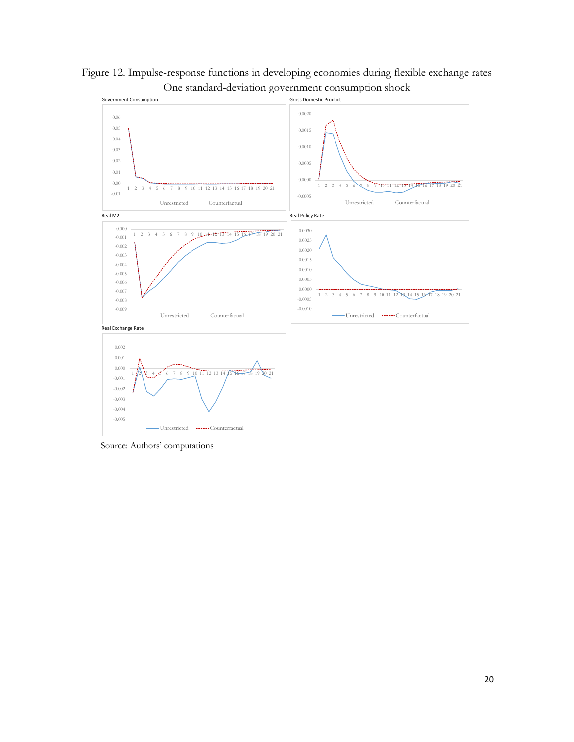Figure 12. Impulse-response functions in developing economies during flexible exchange rates
One standard-deviation government consumption shock

Source: Authors' computations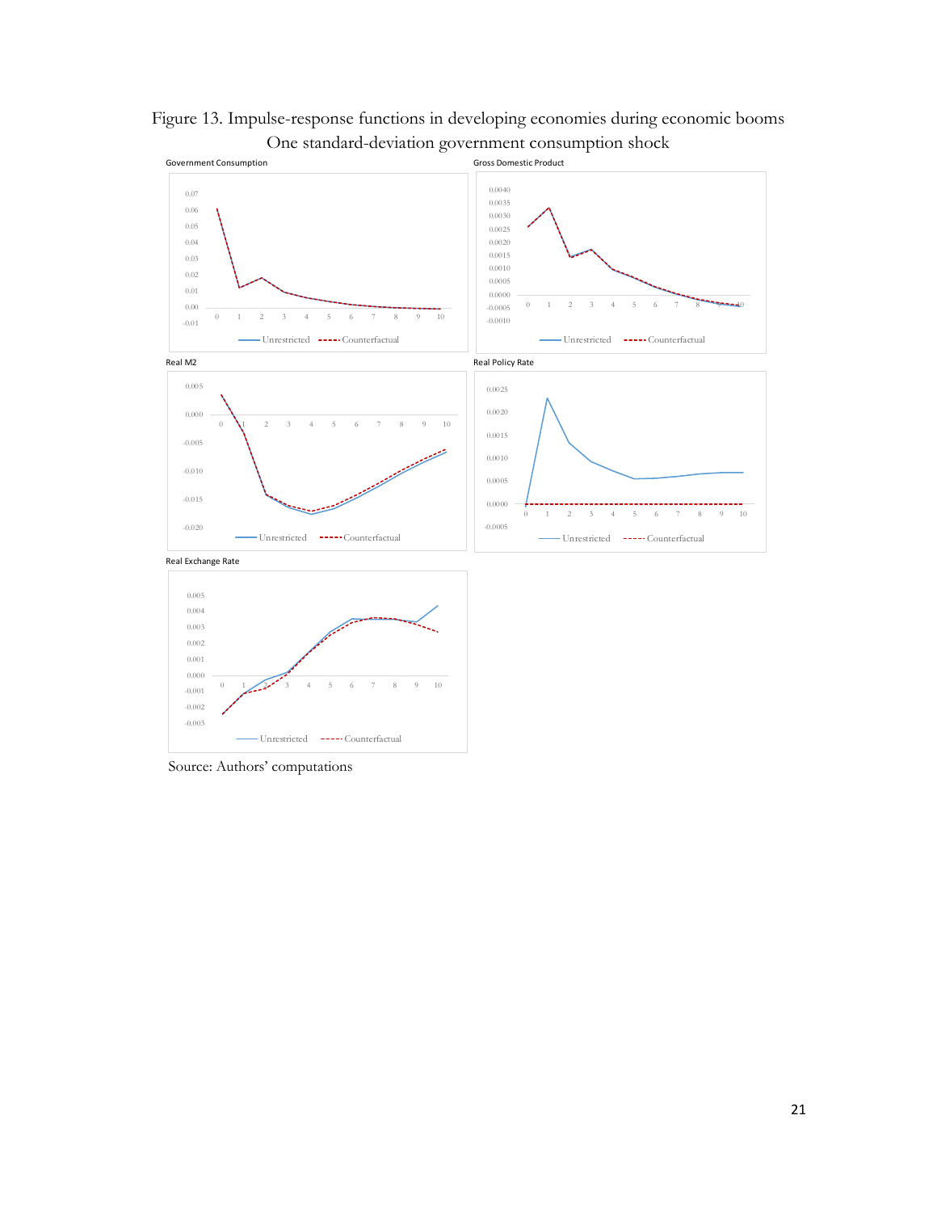Figure 13. Impulse-response functions in developing economies during economic booms

One standard-deviation government consumption shock

Government Consumption

Gross Domestic Product

Real M2

Real Policy Rate

Real Exchange Rate

Source: Authors' computations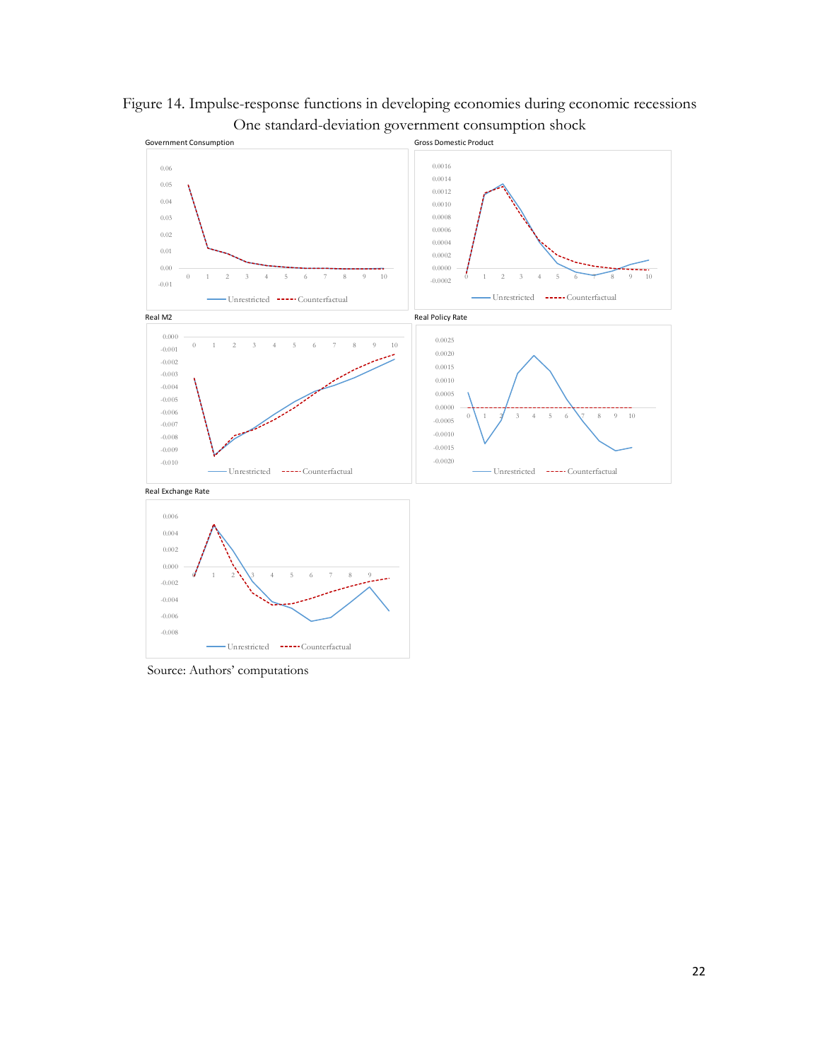Figure 14. Impulse-response functions in developing economies during economic recessions

One standard-deviation government consumption shock

Source: Authors' computations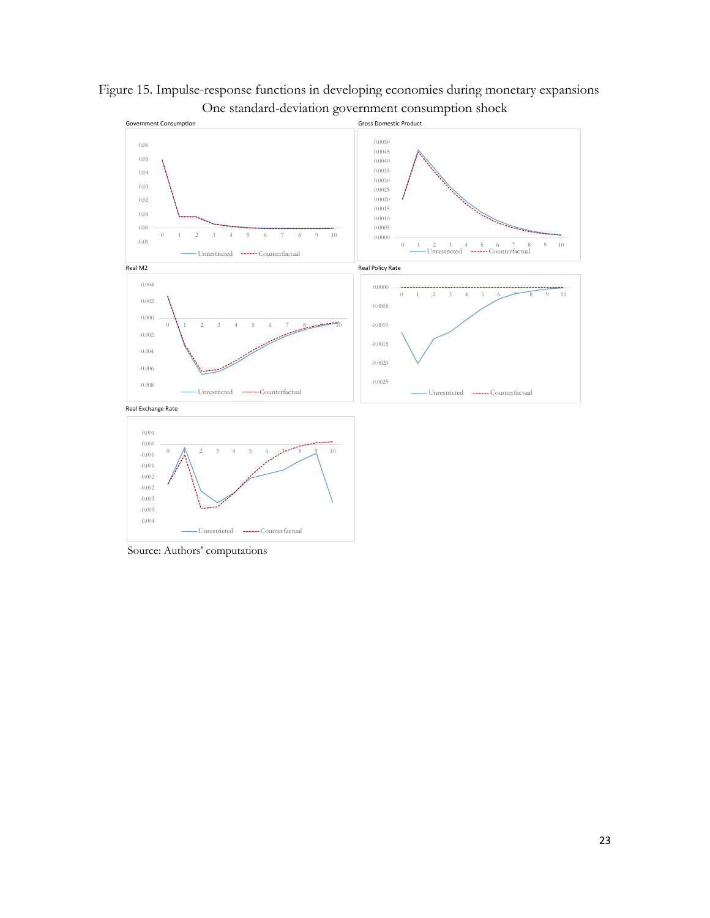Figure 15. Impulse-response functions in developing economies during monetary expansions

One standard-deviation government consumption shock

Source: Authors' computations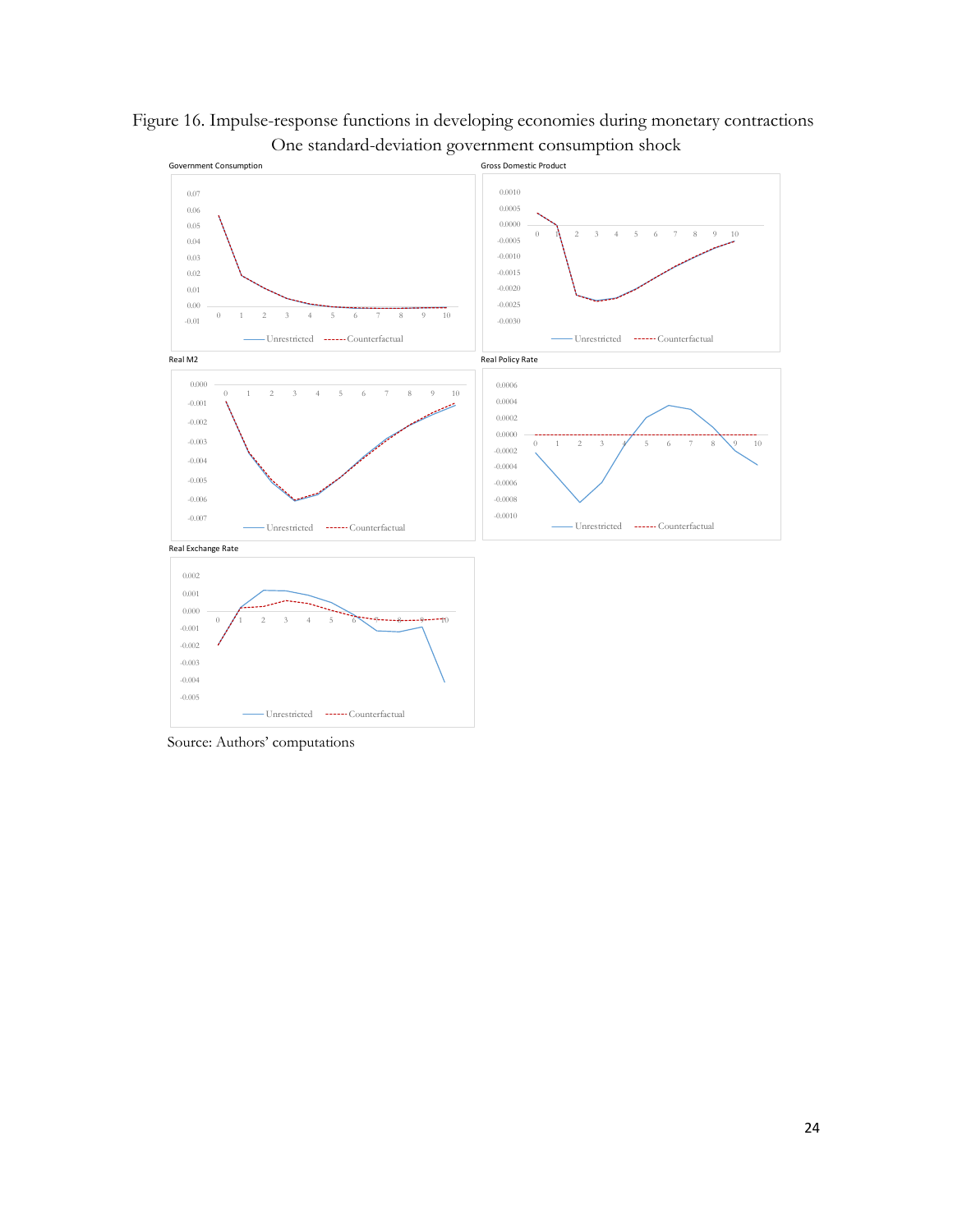Figure 16. Impulse-response functions in developing economies during monetary contractions

One standard-deviation government consumption shock

Government Consumption

0.07
0.06
0.05
0.04
0.03
0.02
0.01
0.00
-0.01
0 1 2 3 4 5 6 7 8 9 10

Unrestricted ------ Counterfactual

Gross Domestic Product

0.0010
0.0005
0.0000
-0.0005
-0.0010
-0.0015
-0.0020
-0.0025
-0.0030
0 1 2 3 4 5 6 7 8 9 10

Unrestricted ------ Counterfactual

Real M2

0.000
-0.001
-0.002
-0.003
-0.004
-0.005
-0.006
-0.007
0 1 2 3 4 5 6 7 8 9 10

Unrestricted ------ Counterfactual

Real Policy Rate

0.0006
0.0004
0.0002
0.0000
-0.0002
-0.0004
-0.0006
-0.0008
-0.0010
0 1 2 3 4 5 6 7 8 9 10

Unrestricted ------ Counterfactual

Real Exchange Rate

0.002
0.001
0.000
-0.001
-0.002
-0.003
-0.004
-0.005
0 1 2 3 4 5 6 7 8 9 10

Unrestricted ------ Counterfactual

Source: Authors' computations